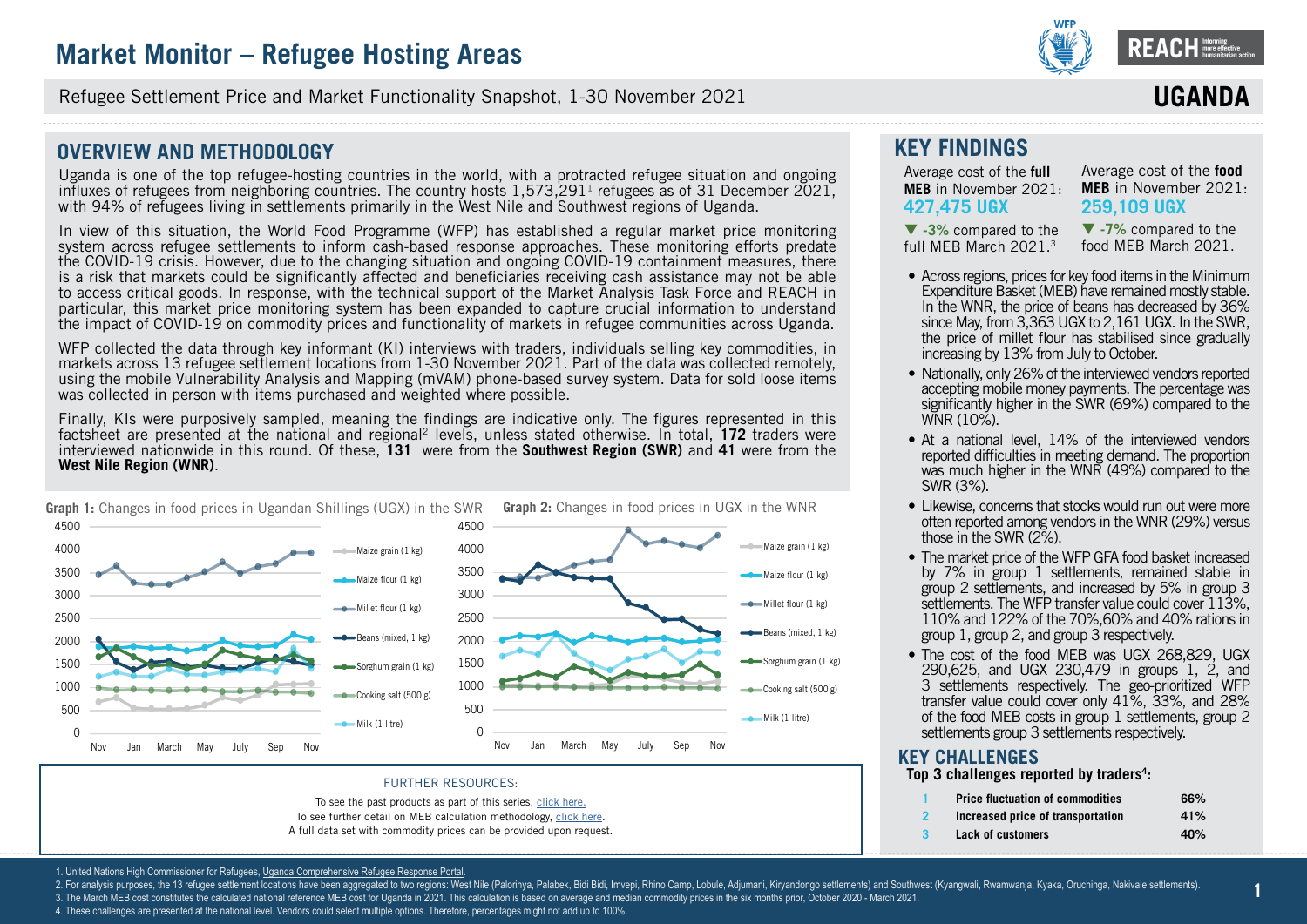# Market Monitor – Refugee Hosting Areas

Refugee Settlement Price and Market Functionality Snapshot, 1-30 November 2021

**UGANDA**

## OVERVIEW AND METHODOLOGY

Uganda is one of the top refugee-hosting countries in the world, with a protracted refugee situation and ongoing influxes of refugees from neighboring countries. The country hosts 1,573,291[1] refugees as of 31 December 2021, with 94% of refugees living in settlements primarily in the West Nile and Southwest regions of Uganda.

In view of this situation, the World Food Programme (WFP) has established a regular market price monitoring system across refugee settlements to inform cash-based response approaches. These monitoring efforts predate the COVID-19 crisis. However, due to the changing situation and ongoing COVID-19 containment measures, there is a risk that markets could be significantly affected and beneficiaries receiving cash assistance may not be able to access critical goods. In response, with the technical support of the Market Analysis Task Force and REACH in particular, this market price monitoring system has been expanded to capture crucial information to understand the impact of COVID-19 on commodity prices and functionality of markets in refugee communities across Uganda.

WFP collected the data through key informant (KI) interviews with traders, individuals selling key commodities, in markets across 13 refugee settlement locations from 1-30 November 2021. Part of the data was collected remotely, using the mobile Vulnerability Analysis and Mapping (mVAM) phone-based survey system. Data for sold loose items was collected in person with items purchased and weighted where possible.

Finally, KIs were purposively sampled, meaning the findings are indicative only. The figures represented in this factsheet are presented at the national and regional[2] levels, unless stated otherwise. In total, **172** traders were interviewed nationwide in this round. Of these, **131** were from the **Southwest Region (SWR)** and **41** were from the **West Nile Region (WNR)**.

**Graph 1:** Changes in food prices in Ugandan Shillings (UGX) in the SWR

**Graph 2:** Changes in food prices in UGX in the WNR

FURTHER RESOURCES:

To see the past products as part of this series, click here.
To see further detail on MEB calculation methodology, click here.
A full data set with commodity prices can be provided upon request.

## KEY FINDINGS

Average cost of the **full MEB** in November 2021: **427,475 UGX**

▼ **-3%** compared to the full MEB March 2021.[3]

Average cost of the **food MEB** in November 2021: **259,109 UGX**

▼ **-7%** compared to the food MEB March 2021.

- Across regions, prices for key food items in the Minimum Expenditure Basket (MEB) have remained mostly stable. In the WNR, the price of beans has decreased by 36% since May, from 3,363 UGX to 2,161 UGX. In the SWR, the price of millet flour has stabilised since gradually increasing by 13% from July to October.
- Nationally, only 26% of the interviewed vendors reported accepting mobile money payments. The percentage was significantly higher in the SWR (69%) compared to the WNR (10%).
- At a national level, 14% of the interviewed vendors reported difficulties in meeting demand. The proportion was much higher in the WNR (49%) compared to the SWR (3%).
- Likewise, concerns that stocks would run out were more often reported among vendors in the WNR (29%) versus those in the SWR (2%).
- The market price of the WFP GFA food basket increased by 7% in group 1 settlements, remained stable in group 2 settlements, and increased by 5% in group 3 settlements. The WFP transfer value could cover 113%, 110% and 122% of the 70%,60% and 40% rations in group 1, group 2, and group 3 respectively.
- The cost of the food MEB was UGX 268,829, UGX 290,625, and UGX 230,479 in groups 1, 2, and 3 settlements respectively. The geo-prioritized WFP transfer value could cover only 41%, 33%, and 28% of the food MEB costs in group 1 settlements, group 2 settlements group 3 settlements respectively.

## KEY CHALLENGES

**Top 3 challenges reported by traders[4]:**

| | | |
|---|---|---|
| 1 | **Increased price of transportation** | |
| 1 | **Price fluctuation of commodities** | **66%** |
| 2 | **Increased price of transportation** | **41%** |
| 3 | **Lack of customers** | **40%** |

1. United Nations High Commissioner for Refugees, Uganda Comprehensive Refugee Response Portal.
2. For analysis purposes, the 13 refugee settlement locations have been aggregated to two regions: West Nile (Palorinya, Palabek, Bidi Bidi, Imvepi, Rhino Camp, Lobule, Adjumani, Kiryandongo settlements) and Southwest (Kyangwali, Rwamwanja, Kyaka, Oruchinga, Nakivale settlements).
3. The March MEB cost constitutes the calculated national reference MEB cost for Uganda in 2021. This calculation is based on average and median commodity prices in the six months prior, October 2020 - March 2021.
4. These challenges are presented at the national level. Vendors could select multiple options. Therefore, percentages might not add up to 100%.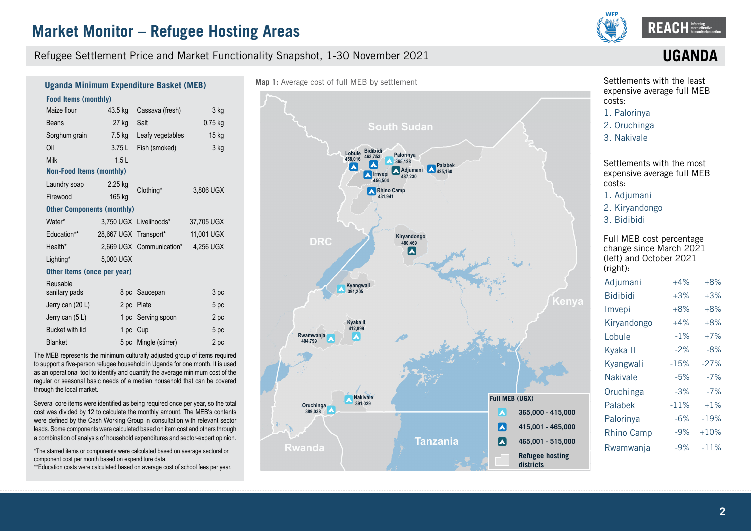# Market Monitor – Refugee Hosting Areas

Refugee Settlement Price and Market Functionality Snapshot, 1-30 November 2021

**UGANDA**

## Uganda Minimum Expenditure Basket (MEB)

| Food Items (monthly) | | | |
|---|---|---|---|
| Maize flour | 43.5 kg | Cassava (fresh) | 3 kg |
| Beans | 27 kg | Salt | 0.75 kg |
| Sorghum grain | 7.5 kg | Leafy vegetables | 15 kg |
| Oil | 3.75 L | Fish (smoked) | 3 kg |
| Milk | 1.5 L | | |
| **Non-Food Items (monthly)** | | | |
| Laundry soap | 2.25 kg | Clothing* | 3,806 UGX |
| Firewood | 165 kg | | |
| **Other Components (monthly)** | | | |
| Water* | 3,750 UGX | Livelihoods* | 37,705 UGX |
| Education** | 28,667 UGX | Transport* | 11,001 UGX |
| Health* | 2,669 UGX | Communication* | 4,256 UGX |
| Lighting* | 5,000 UGX | | |
| **Other Items (once per year)** | | | |
| Reusable sanitary pads | 8 pc | Saucepan | 3 pc |
| Jerry can (20 L) | 2 pc | Plate | 5 pc |
| Jerry can (5 L) | 1 pc | Serving spoon | 2 pc |
| Bucket with lid | 1 pc | Cup | 5 pc |
| Blanket | 5 pc | Mingle (stirrer) | 2 pc |

The MEB represents the minimum culturally adjusted group of items required to support a five-person refugee household in Uganda for one month. It is used as an operational tool to identify and quantify the average minimum cost of the regular or seasonal basic needs of a median household that can be covered through the local market.

Several core items were identified as being required once per year, so the total cost was divided by 12 to calculate the monthly amount. The MEB's contents were defined by the Cash Working Group in consultation with relevant sector leads. Some components were calculated based on item cost and others through a combination of analysis of household expenditures and sector-expert opinion.

*The starred items or components were calculated based on average sectoral or component cost per month based on expenditure data.
**Education costs were calculated based on average cost of school fees per year.

**Map 1:** Average cost of full MEB by settlement

| Settlement | Full MEB (UGX) |
|---|---|
| Lobule | 458,016 |
| Bidibidi | 463,753 |
| Palorinya | 365,128 |
| Imvepi | 456,504 |
| Adjumani | 487,230 |
| Palabek | 425,160 |
| Rhino Camp | 431,941 |
| Kiryandongo | 480,469 |
| Kyangwali | 391,205 |
| Kyaka II | 412,899 |
| Rwamwanja | 404,799 |
| Nakivale | 391,029 |
| Oruchinga | 389,038 |

Full MEB (UGX): 365,000 - 415,000; 415,001 - 465,000; 465,001 - 515,000; Refugee hosting districts

Settlements with the least expensive average full MEB costs:

1. Palorinya
2. Oruchinga
3. Nakivale

Settlements with the most expensive average full MEB costs:

1. Adjumani
2. Kiryandongo
3. Bidibidi

Full MEB cost percentage change since March 2021 (left) and October 2021 (right):

| Settlement | Since March 2021 | Since October 2021 |
|---|---|---|
| Adjumani | +4% | +8% |
| Bidibidi | +3% | +3% |
| Imvepi | +8% | +8% |
| Kiryandongo | +4% | +8% |
| Lobule | -1% | +7% |
| Kyaka II | -2% | -8% |
| Kyangwali | -15% | -27% |
| Nakivale | -5% | -7% |
| Oruchinga | -3% | -7% |
| Palabek | -11% | +1% |
| Palorinya | -6% | -19% |
| Rhino Camp | -9% | +10% |
| Rwamwanja | -9% | -11% |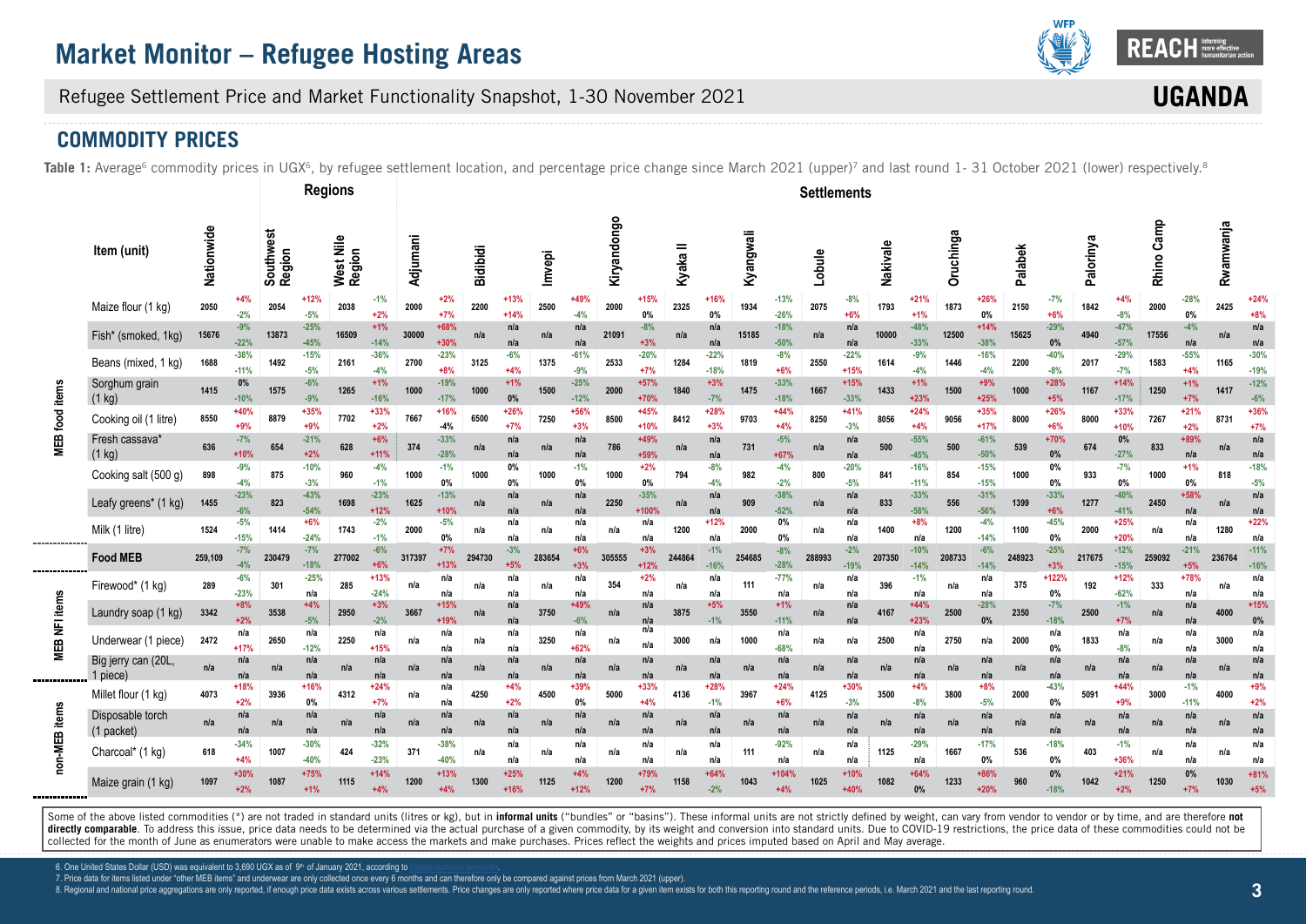## COMMODITY PRICES

**Table 1:** Average[6] commodity prices in UGX[6], by refugee settlement location, and percentage price change since March 2021 (upper)[7] and last round 1- 31 October 2021 (lower) respectively.[8]

Each "change" cell shows the change since March 2021 (upper) / the change since last round (lower).

| | | Regions | | | | | | Settlements | | | | | | | | | | | | | | | | | | | | | | | | | | | |
|---|---|---|---|---|---|---|---|---|---|---|---|---|---|---|---|---|---|---|---|---|---|---|---|---|---|---|---|---|---|---|---|---|---|---|---|
| | **Item (unit)** | **Nationwide** | change | **Southwest Region** | change | **West Nile Region** | change | **Adjumani** | change | **Bidibidi** | change | **Imvepi** | change | **Kiryandongo** | change | **Kyaka II** | change | **Kyangwali** | change | **Lobule** | change | **Nakivale** | change | **Oruchinga** | change | **Palabek** | change | **Palorinya** | change | **Rhino Camp** | change | **Rwamwanja** | change |
| MEB food items | Maize flour (1 kg) | 2050 | +4% / -2% | 2054 | +12% / -5% | 2038 | -1% / +2% | 2000 | +2% / +7% | 2200 | +13% / +14% | 2500 | +49% / -4% | 2000 | +15% / 0% | 2325 | +16% / 0% | 1934 | -13% / -26% | 2075 | -8% / +6% | 1793 | +21% / +1% | 1873 | +26% / 0% | 2150 | -7% / +6% | 1842 | +4% / -8% | 2000 | -28% / 0% | 2425 | +24% / +8% |
| MEB food items | Fish* (smoked, 1kg) | 15676 | -9% / -22% | 13873 | -25% / -45% | 16509 | +1% / -14% | 30000 | +68% / +30% | n/a | n/a / n/a | n/a | n/a / n/a | 21091 | -8% / +3% | n/a | n/a / n/a | 15185 | -18% / -50% | n/a | n/a / n/a | 10000 | -48% / -33% | 12500 | +14% / -38% | 15625 | -29% / 0% | 4940 | -47% / -57% | 17556 | -4% / n/a | n/a | n/a / n/a |
| MEB food items | Beans (mixed, 1 kg) | 1688 | -38% / -11% | 1492 | -15% / -5% | 2161 | -36% / -4% | 2700 | -23% / +8% | 3125 | -6% / +4% | 1375 | -61% / -9% | 2533 | -20% / +7% | 1284 | -22% / -18% | 1819 | -8% / +6% | 2550 | -22% / +15% | 1614 | -9% / -4% | 1446 | -16% / -4% | 2200 | -40% / -8% | 2017 | -29% / -7% | 1583 | -55% / +4% | 1165 | -30% / -19% |
| MEB food items | Sorghum grain (1 kg) | 1415 | 0% / -10% | 1575 | -6% / -9% | 1265 | +1% / -16% | 1000 | -19% / -17% | 1000 | +1% / 0% | 1500 | -25% / -12% | 2000 | +57% / +70% | 1840 | +3% / -7% | 1475 | -33% / -18% | 1667 | +15% / -33% | 1433 | +1% / +23% | 1500 | +9% / +25% | 1000 | +28% / +5% | 1167 | +14% / -17% | 1250 | +1% / +7% | 1417 | -12% / -6% |
| MEB food items | Cooking oil (1 litre) | 8550 | +40% / +9% | 8879 | +35% / +9% | 7702 | +33% / +2% | 7667 | +16% / -4% | 6500 | +26% / +7% | 7250 | +56% / +3% | 8500 | +45% / +10% | 8412 | +28% / +3% | 9703 | +44% / +4% | 8250 | +41% / -3% | 8056 | +24% / +4% | 9056 | +35% / +17% | 8000 | +26% / +6% | 8000 | +33% / +10% | 7267 | +21% / +2% | 8731 | +36% / +7% |
| MEB food items | Fresh cassava* (1 kg) | 636 | -7% / +10% | 654 | -21% / +2% | 628 | +6% / +11% | 374 | -33% / -28% | n/a | n/a / n/a | n/a | n/a / n/a | 786 | +49% / +59% | n/a | n/a / n/a | 731 | -5% / +67% | n/a | n/a / n/a | 500 | -55% / -45% | 500 | -61% / -50% | 539 | +70% / 0% | 674 | 0% / -27% | 833 | +89% / n/a | n/a | n/a / n/a |
| MEB food items | Cooking salt (500 g) | 898 | -9% / -4% | 875 | -10% / -3% | 960 | -4% / -1% | 1000 | -1% / 0% | 1000 | 0% / 0% | 1000 | -1% / 0% | 1000 | +2% / 0% | 794 | -8% / -4% | 982 | -4% / -2% | 800 | -20% / -5% | 841 | -16% / -11% | 854 | -15% / -15% | 1000 | 0% / 0% | 933 | -7% / 0% | 1000 | +1% / 0% | 818 | -18% / -5% |
| MEB food items | Leafy greens* (1 kg) | 1455 | -23% / -6% | 823 | -43% / -54% | 1698 | -23% / +12% | 1625 | -13% / +10% | n/a | n/a / n/a | n/a | n/a / n/a | 2250 | -35% / +100% | n/a | n/a / n/a | 909 | -38% / -52% | n/a | n/a / n/a | 833 | -33% / -58% | 556 | -31% / -56% | 1399 | -33% / +6% | 1277 | -40% / -41% | 2450 | +58% / n/a | n/a | n/a / n/a |
| MEB food items | Milk (1 litre) | 1524 | -5% / -15% | 1414 | +6% / -24% | 1743 | -2% / -1% | 2000 | -5% / 0% | n/a | n/a / n/a | n/a | n/a / n/a | n/a | n/a / n/a | 1200 | +12% / n/a | 2000 | 0% / 0% | n/a | n/a / n/a | 1400 | +8% / n/a | 1200 | -4% / -14% | 1100 | -45% / 0% | 2000 | +25% / +20% | n/a | n/a / n/a | 1280 | +22% / n/a |
| | **Food MEB** | 259,109 | -7% / -4% | 230479 | -7% / -18% | 277002 | -6% / +6% | 317397 | +7% / +13% | 294730 | -3% / +5% | 283654 | +6% / +3% | 305555 | +3% / +12% | 244864 | -1% / -16% | 254685 | -8% / -28% | 288993 | -2% / -19% | 207350 | -10% / -14% | 208733 | -6% / -14% | 248923 | -25% / +3% | 217675 | -12% / -15% | 259092 | -21% / +5% | 236764 | -11% / -16% |
| MEB NFI items | Firewood* (1 kg) | 289 | -6% / -23% | 301 | -25% / n/a | 285 | +13% / -24% | n/a | n/a / n/a | n/a | n/a / n/a | n/a | n/a / n/a | 354 | +2% / n/a | n/a | n/a / n/a | 111 | -77% / n/a | n/a | n/a / n/a | 396 | -1% / n/a | n/a | n/a / n/a | 375 | +122% / 0% | 192 | +12% / -62% | 333 | +78% / n/a | n/a | n/a / n/a |
| MEB NFI items | Laundry soap (1 kg) | 3342 | +8% / +2% | 3538 | +4% / -5% | 2950 | +3% / -2% | 3667 | +15% / +19% | n/a | n/a / n/a | 3750 | +49% / -6% | n/a | n/a / n/a | 3875 | +5% / -1% | 3550 | +1% / -11% | n/a | n/a / n/a | 4167 | +44% / +23% | 2500 | -28% / 0% | 2350 | -7% / -18% | 2500 | -1% / +7% | n/a | n/a / n/a | 4000 | +15% / 0% |
| MEB NFI items | Underwear (1 piece) | 2472 | n/a / +17% | 2650 | n/a / -12% | 2250 | n/a / +15% | n/a | n/a / n/a | n/a | n/a / n/a | 3250 | n/a / +62% | n/a | n/a / n/a | 3000 | n/a / n/a | 1000 | n/a / -68% | n/a | n/a / n/a | 2500 | n/a / n/a | 2750 | n/a / n/a | 2000 | n/a / 0% | 1833 | n/a / -8% | n/a | n/a / n/a | 3000 | n/a / n/a |
| MEB NFI items | Big jerry can (20L, 1 piece) | n/a | n/a / n/a | n/a | n/a / n/a | n/a | n/a / n/a | n/a | n/a / n/a | n/a | n/a / n/a | n/a | n/a / n/a | n/a | n/a / n/a | n/a | n/a / n/a | n/a | n/a / n/a | n/a | n/a / n/a | n/a | n/a / n/a | n/a | n/a / n/a | n/a | n/a / n/a | n/a | n/a / n/a | n/a | n/a / n/a | n/a | n/a / n/a |
| non-MEB items | Millet flour (1 kg) | 4073 | +18% / +2% | 3936 | +16% / 0% | 4312 | +24% / +7% | n/a | n/a / n/a | 4250 | +4% / +2% | 4500 | +39% / 0% | 5000 | +33% / +4% | 4136 | +28% / -1% | 3967 | +24% / +6% | 4125 | +30% / -3% | 3500 | +4% / -8% | 3800 | +8% / -5% | 2000 | -43% / 0% | 5091 | +44% / +9% | 3000 | -1% / -11% | 4000 | +9% / +2% |
| non-MEB items | Disposable torch (1 packet) | n/a | n/a / n/a | n/a | n/a / n/a | n/a | n/a / n/a | n/a | n/a / n/a | n/a | n/a / n/a | n/a | n/a / n/a | n/a | n/a / n/a | n/a | n/a / n/a | n/a | n/a / n/a | n/a | n/a / n/a | n/a | n/a / n/a | n/a | n/a / n/a | n/a | n/a / n/a | n/a | n/a / n/a | n/a | n/a / n/a | n/a | n/a / n/a |
| non-MEB items | Charcoal* (1 kg) | 618 | -34% / +4% | 1007 | -30% / -40% | 424 | -32% / -23% | 371 | -38% / -40% | n/a | n/a / n/a | n/a | n/a / n/a | n/a | n/a / n/a | n/a | n/a / n/a | 111 | -92% / n/a | n/a | n/a / n/a | 1125 | -29% / n/a | 1667 | -17% / 0% | 536 | -18% / 0% | 403 | -1% / +36% | n/a | n/a / n/a | n/a | n/a / n/a |
| non-MEB items | Maize grain (1 kg) | 1097 | +30% / +2% | 1087 | +75% / +1% | 1115 | +14% / +4% | 1200 | +13% / +4% | 1300 | +25% / +16% | 1125 | +4% / +12% | 1200 | +79% / +7% | 1158 | +64% / -2% | 1043 | +104% / +4% | 1025 | +10% / +40% | 1082 | +64% / 0% | 1233 | +86% / +20% | 960 | 0% / -18% | 1042 | +21% / +2% | 1250 | 0% / +7% | 1030 | +81% / +5% |

Some of the above listed commodities (*) are not traded in standard units (litres or kg), but in **informal units** ("bundles" or "basins"). These informal units are not strictly defined by weight, can vary from vendor to vendor or by time, and are therefore **not directly comparable**. To address this issue, price data needs to be determined via the actual purchase of a given commodity, by its weight and conversion into standard units. Due to COVID-19 restrictions, the price data of these commodities could not be collected for the month of June as enumerators were unable to make access the markets and make purchases. Prices reflect the weights and prices imputed based on April and May average.

6. One United States Dollar (USD) was equivalent to 3,690 UGX as of 9th of January 2021, according to
7. Price data for items listed under "other MEB items" and underwear are only collected once every 6 months and can therefore only be compared against prices from March 2021 (upper).
8. Regional and national price aggregations are only reported, if enough price data exists across various settlements. Price changes are only reported where price data for a given item exists for both this reporting round and the reference periods, i.e. March 2021 and the last reporting round.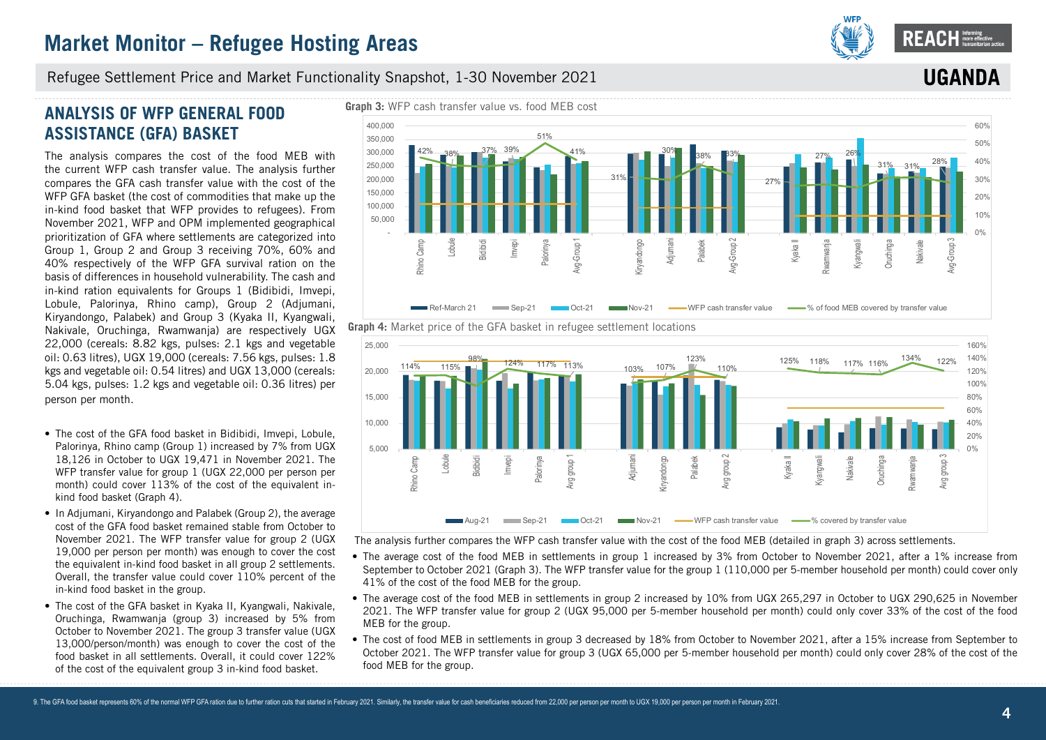# Market Monitor – Refugee Hosting Areas

Refugee Settlement Price and Market Functionality Snapshot, 1-30 November 2021

**UGANDA**

## ANALYSIS OF WFP GENERAL FOOD ASSISTANCE (GFA) BASKET

The analysis compares the cost of the food MEB with the current WFP cash transfer value. The analysis further compares the GFA cash transfer value with the cost of the WFP GFA basket (the cost of commodities that make up the in-kind food basket that WFP provides to refugees). From November 2021, WFP and OPM implemented geographical prioritization of GFA where settlements are categorized into Group 1, Group 2 and Group 3 receiving 70%, 60% and 40% respectively of the WFP GFA survival ration on the basis of differences in household vulnerability. The cash and in-kind ration equivalents for Groups 1 (Bidibidi, Imvepi, Lobule, Palorinya, Rhino camp), Group 2 (Adjumani, Kiryandongo, Palabek) and Group 3 (Kyaka II, Kyangwali, Nakivale, Oruchinga, Rwamwanja) are respectively UGX 22,000 (cereals: 8.82 kgs, pulses: 2.1 kgs and vegetable oil: 0.63 litres), UGX 19,000 (cereals: 7.56 kgs, pulses: 1.8 kgs and vegetable oil: 0.54 litres) and UGX 13,000 (cereals: 5.04 kgs, pulses: 1.2 kgs and vegetable oil: 0.36 litres) per person per month.

- The cost of the GFA food basket in Bidibidi, Imvepi, Lobule, Palorinya, Rhino camp (Group 1) increased by 7% from UGX 18,126 in October to UGX 19,471 in November 2021. The WFP transfer value for group 1 (UGX 22,000 per person per month) could cover 113% of the cost of the equivalent in-kind food basket (Graph 4).
- In Adjumani, Kiryandongo and Palabek (Group 2), the average cost of the GFA food basket remained stable from October to November 2021. The WFP transfer value for group 2 (UGX 19,000 per person per month) was enough to cover the cost of the equivalent in-kind food basket in all group 2 settlements. Overall, the transfer value could cover 110% percent of the in-kind food basket in the group.
- The cost of the GFA basket in Kyaka II, Kyangwali, Nakivale, Oruchinga, Rwamwanja (group 3) increased by 5% from October to November 2021. The group 3 transfer value (UGX 13,000/person/month) was enough to cover the cost of the food basket in all settlements. Overall, it could cover 122% of the cost of the equivalent group 3 in-kind food basket.

**Graph 3:** WFP cash transfer value vs. food MEB cost

| Settlement | % of food MEB covered by transfer value |
|---|---|
| Rhino Camp | 42% |
| Lobule | 38% |
| Bidibidi | 37% |
| Imvepi | 39% |
| Palorinya | 51% |
| Avg-Group 1 | 41% |
| Kiryandongo | 31% |
| Adjumani | 30% |
| Palabek | 38% |
| Avg-Group 2 | 33% |
| Kyaka II | 27% |
| Rwamwanja | 27% |
| Kyangwali | 26% |
| Oruchinga | 31% |
| Nakivale | 31% |
| Avg-Group 3 | 28% |

Legend: Ref-March 21, Sep-21, Oct-21, Nov-21, WFP cash transfer value, % of food MEB covered by transfer value

**Graph 4:** Market price of the GFA basket in refugee settlement locations

| Settlement | % covered by transfer value |
|---|---|
| Rhino Camp | 114% |
| Lobule | 115% |
| Bidibidi | 98% |
| Imvepi | 124% |
| Palorinya | 117% |
| Avg group 1 | 113% |
| Adjumani | 103% |
| Kiryandongo | 107% |
| Palabek | 123% |
| Avg group 2 | 110% |
| Kyaka II | 125% |
| Kyangwali | 118% |
| Nakivale | 117% |
| Oruchinga | 116% |
| Rwamwanja | 134% |
| Avg group 3 | 122% |

Legend: Aug-21, Sep-21, Oct-21, Nov-21, WFP cash transfer value, % covered by transfer value

The analysis further compares the WFP cash transfer value with the cost of the food MEB (detailed in graph 3) across settlements.

- The average cost of the food MEB in settlements in group 1 increased by 3% from October to November 2021, after a 1% increase from September to October 2021 (Graph 3). The WFP transfer value for the group 1 (110,000 per 5-member household per month) could cover only 41% of the cost of the food MEB for the group.
- The average cost of the food MEB in settlements in group 2 increased by 10% from UGX 265,297 in October to UGX 290,625 in November 2021. The WFP transfer value for group 2 (UGX 95,000 per 5-member household per month) could only cover 33% of the cost of the food MEB for the group.
- The cost of food MEB in settlements in group 3 decreased by 18% from October to November 2021, after a 15% increase from September to October 2021. The WFP transfer value for group 3 (UGX 65,000 per 5-member household per month) could only cover 28% of the cost of the food MEB for the group.

9. The GFA food basket represents 60% of the normal WFP GFA ration due to further ration cuts that started in February 2021. Similarly, the transfer value for cash beneficiaries reduced from 22,000 per person per month to UGX 19,000 per person per month in February 2021.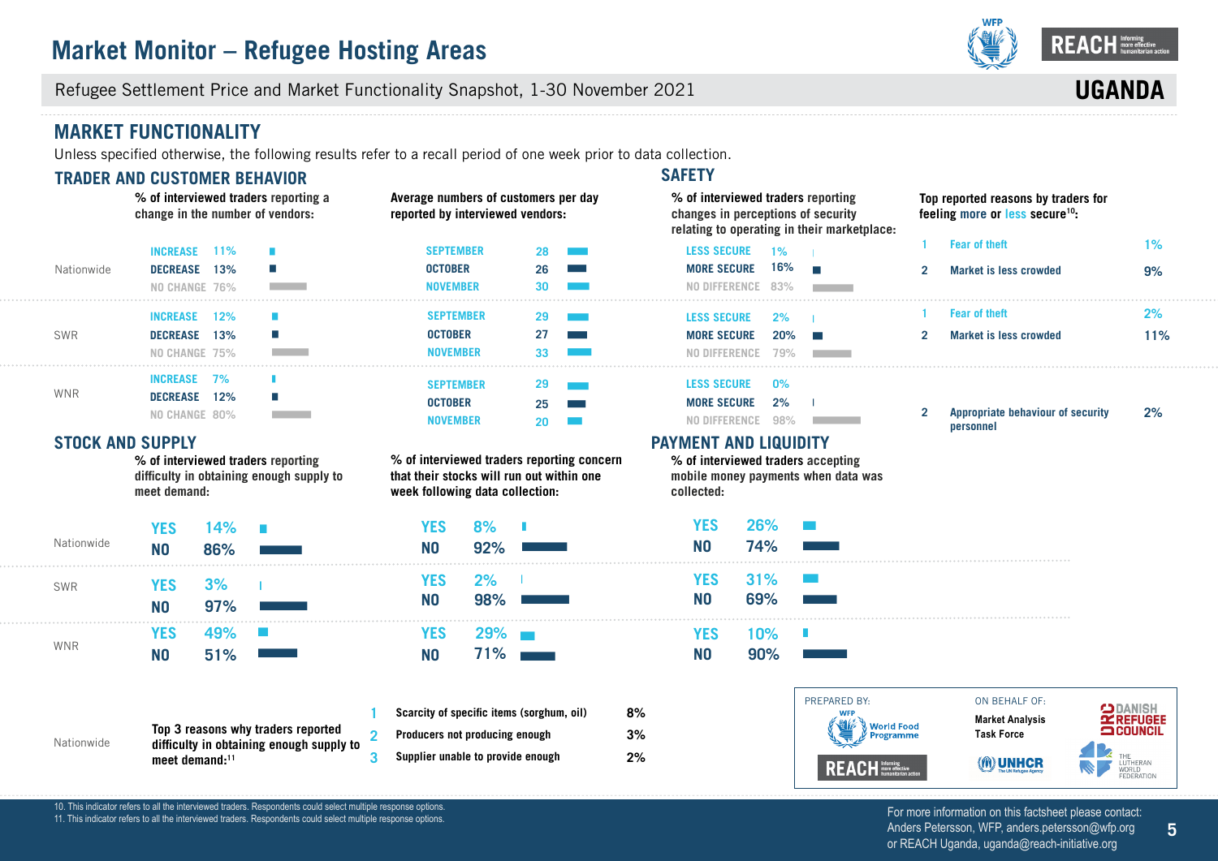# Market Monitor – Refugee Hosting Areas

Refugee Settlement Price and Market Functionality Snapshot, 1-30 November 2021

**UGANDA**

## MARKET FUNCTIONALITY

Unless specified otherwise, the following results refer to a recall period of one week prior to data collection.

### TRADER AND CUSTOMER BEHAVIOR

**% of interviewed traders reporting a change in the number of vendors:**

Nationwide
INCREASE 11%
DECREASE 13%
NO CHANGE 76%

SWR
INCREASE 12%
DECREASE 13%
NO CHANGE 75%

WNR
INCREASE 7%
DECREASE 12%
NO CHANGE 80%

**Average numbers of customers per day reported by interviewed vendors:**

Nationwide
SEPTEMBER 28
OCTOBER 26
NOVEMBER 30

SWR
SEPTEMBER 29
OCTOBER 27
NOVEMBER 33

WNR
SEPTEMBER 29
OCTOBER 25
NOVEMBER 20

### SAFETY

**% of interviewed traders reporting changes in perceptions of security relating to operating in their marketplace:**

Nationwide
LESS SECURE 1%
MORE SECURE 16%
NO DIFFERENCE 83%

SWR
LESS SECURE 2%
MORE SECURE 20%
NO DIFFERENCE 79%

WNR
LESS SECURE 0%
MORE SECURE 2%
NO DIFFERENCE 98%

**Top reported reasons by traders for feeling more or less secure[10]:**

Nationwide
1 Fear of theft 1%
2 Market is less crowded 9%

SWR
1 Fear of theft 2%
2 Market is less crowded 11%

WNR
2 Appropriate behaviour of security personnel 2%

### STOCK AND SUPPLY

**% of interviewed traders reporting difficulty in obtaining enough supply to meet demand:**

Nationwide
YES 14%
NO 86%

SWR
YES 3%
NO 97%

WNR
YES 49%
NO 51%

**% of interviewed traders reporting concern that their stocks will run out within one week following data collection:**

Nationwide
YES 8%
NO 92%

SWR
YES 2%
NO 98%

WNR
YES 29%
NO 71%

### PAYMENT AND LIQUIDITY

**% of interviewed traders accepting mobile money payments when data was collected:**

Nationwide
YES 26%
NO 74%

SWR
YES 31%
NO 69%

WNR
YES 10%
NO 90%

**Top 3 reasons why traders reported difficulty in obtaining enough supply to meet demand:[11]**

| | | | |
|---|---|---|---|
| Nationwide | 1 | Scarcity of specific items (sorghum, oil) | 8% |
| | 2 | Producers not producing enough | 3% |
| | 3 | Supplier unable to provide enough | 2% |

PREPARED BY: World Food Programme, REACH
ON BEHALF OF: Market Analysis Task Force, UNHCR, Danish Refugee Council, The Lutheran World Federation

10. This indicator refers to all the interviewed traders. Respondents could select multiple response options.
11. This indicator refers to all the interviewed traders. Respondents could select multiple response options.

For more information on this factsheet please contact:
Anders Petersson, WFP, anders.petersson@wfp.org
or REACH Uganda, uganda@reach-initiative.org